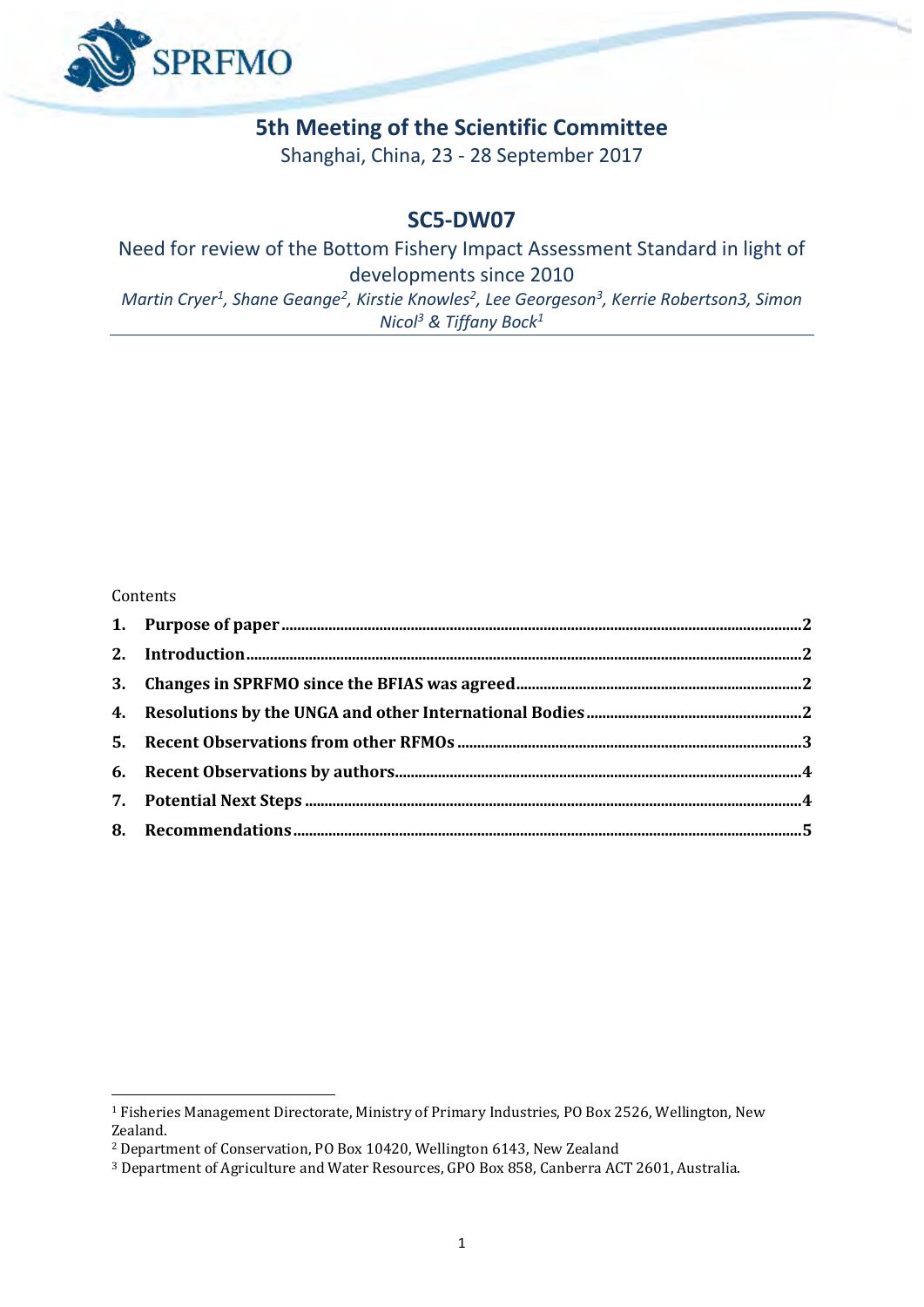# 5th Meeting of the Scientific Committee

Shanghai, China, 23 - 28 September 2017

## SC5-DW07

Need for review of the Bottom Fishery Impact Assessment Standard in light of developments since 2010

*Martin Cryer[1], Shane Geange[2], Kirstie Knowles[2], Lee Georgeson[3], Kerrie Robertson3, Simon Nicol[3] & Tiffany Bock[1]*

Contents

1. **Purpose of paper** ........ 2
2. **Introduction** ........ 2
3. **Changes in SPRFMO since the BFIAS was agreed** ........ 2
4. **Resolutions by the UNGA and other International Bodies** ........ 2
5. **Recent Observations from other RFMOs** ........ 3
6. **Recent Observations by authors** ........ 4
7. **Potential Next Steps** ........ 4
8. **Recommendations** ........ 5

[1] Fisheries Management Directorate, Ministry of Primary Industries, PO Box 2526, Wellington, New Zealand.

[2] Department of Conservation, PO Box 10420, Wellington 6143, New Zealand

[3] Department of Agriculture and Water Resources, GPO Box 858, Canberra ACT 2601, Australia.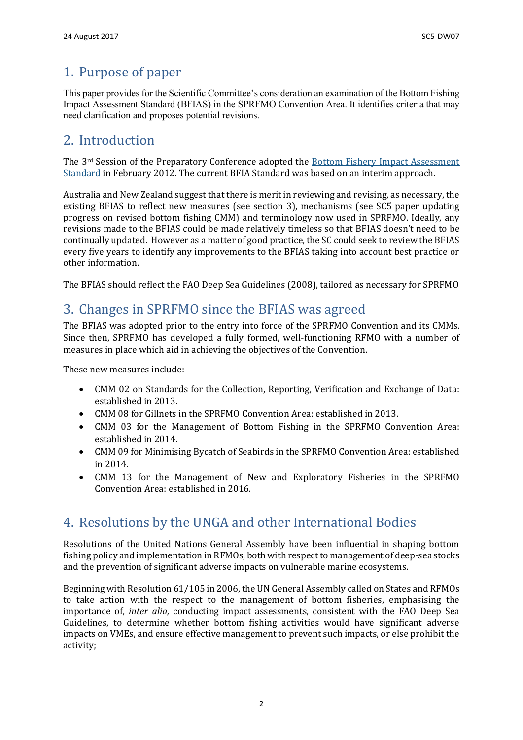## 1. Purpose of paper

This paper provides for the Scientific Committee's consideration an examination of the Bottom Fishing Impact Assessment Standard (BFIAS) in the SPRFMO Convention Area. It identifies criteria that may need clarification and proposes potential revisions.

## 2. Introduction

The 3rd Session of the Preparatory Conference adopted the [Bottom Fishery Impact Assessment Standard]() in February 2012. The current BFIA Standard was based on an interim approach.

Australia and New Zealand suggest that there is merit in reviewing and revising, as necessary, the existing BFIAS to reflect new measures (see section 3), mechanisms (see SC5 paper updating progress on revised bottom fishing CMM) and terminology now used in SPRFMO. Ideally, any revisions made to the BFIAS could be made relatively timeless so that BFIAS doesn't need to be continually updated. However as a matter of good practice, the SC could seek to review the BFIAS every five years to identify any improvements to the BFIAS taking into account best practice or other information.

The BFIAS should reflect the FAO Deep Sea Guidelines (2008), tailored as necessary for SPRFMO

## 3. Changes in SPRFMO since the BFIAS was agreed

The BFIAS was adopted prior to the entry into force of the SPRFMO Convention and its CMMs. Since then, SPRFMO has developed a fully formed, well-functioning RFMO with a number of measures in place which aid in achieving the objectives of the Convention.

These new measures include:

- CMM 02 on Standards for the Collection, Reporting, Verification and Exchange of Data: established in 2013.
- CMM 08 for Gillnets in the SPRFMO Convention Area: established in 2013.
- CMM 03 for the Management of Bottom Fishing in the SPRFMO Convention Area: established in 2014.
- CMM 09 for Minimising Bycatch of Seabirds in the SPRFMO Convention Area: established in 2014.
- CMM 13 for the Management of New and Exploratory Fisheries in the SPRFMO Convention Area: established in 2016.

## 4. Resolutions by the UNGA and other International Bodies

Resolutions of the United Nations General Assembly have been influential in shaping bottom fishing policy and implementation in RFMOs, both with respect to management of deep-sea stocks and the prevention of significant adverse impacts on vulnerable marine ecosystems.

Beginning with Resolution 61/105 in 2006, the UN General Assembly called on States and RFMOs to take action with the respect to the management of bottom fisheries, emphasising the importance of, *inter alia,* conducting impact assessments, consistent with the FAO Deep Sea Guidelines, to determine whether bottom fishing activities would have significant adverse impacts on VMEs, and ensure effective management to prevent such impacts, or else prohibit the activity;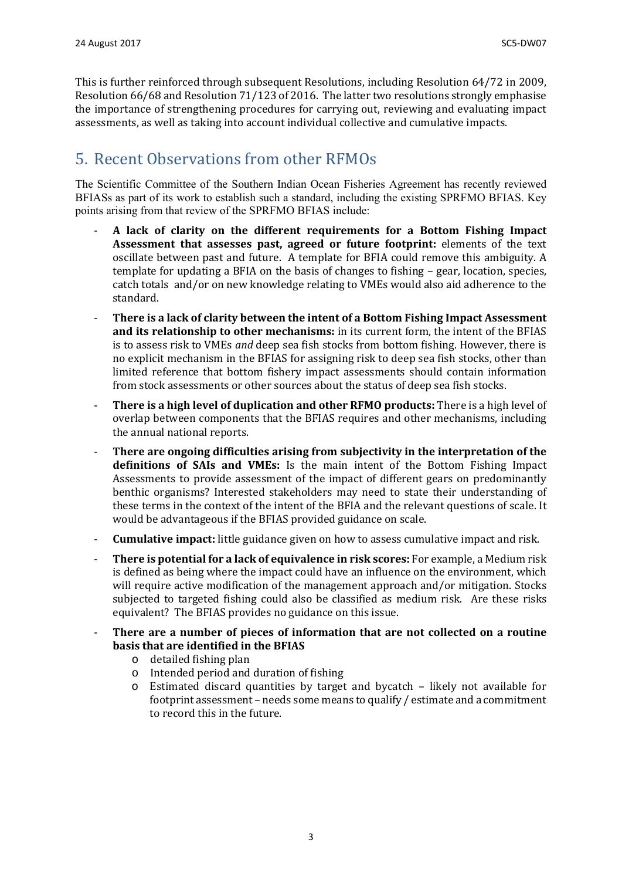This is further reinforced through subsequent Resolutions, including Resolution 64/72 in 2009, Resolution 66/68 and Resolution 71/123 of 2016. The latter two resolutions strongly emphasise the importance of strengthening procedures for carrying out, reviewing and evaluating impact assessments, as well as taking into account individual collective and cumulative impacts.

## 5. Recent Observations from other RFMOs

The Scientific Committee of the Southern Indian Ocean Fisheries Agreement has recently reviewed BFIASs as part of its work to establish such a standard, including the existing SPRFMO BFIAS. Key points arising from that review of the SPRFMO BFIAS include:

- **A lack of clarity on the different requirements for a Bottom Fishing Impact Assessment that assesses past, agreed or future footprint:** elements of the text oscillate between past and future. A template for BFIA could remove this ambiguity. A template for updating a BFIA on the basis of changes to fishing – gear, location, species, catch totals and/or on new knowledge relating to VMEs would also aid adherence to the standard.
- **There is a lack of clarity between the intent of a Bottom Fishing Impact Assessment and its relationship to other mechanisms:** in its current form, the intent of the BFIAS is to assess risk to VMEs *and* deep sea fish stocks from bottom fishing. However, there is no explicit mechanism in the BFIAS for assigning risk to deep sea fish stocks, other than limited reference that bottom fishery impact assessments should contain information from stock assessments or other sources about the status of deep sea fish stocks.
- **There is a high level of duplication and other RFMO products:** There is a high level of overlap between components that the BFIAS requires and other mechanisms, including the annual national reports.
- **There are ongoing difficulties arising from subjectivity in the interpretation of the definitions of SAIs and VMEs:** Is the main intent of the Bottom Fishing Impact Assessments to provide assessment of the impact of different gears on predominantly benthic organisms? Interested stakeholders may need to state their understanding of these terms in the context of the intent of the BFIA and the relevant questions of scale. It would be advantageous if the BFIAS provided guidance on scale.
- **Cumulative impact:** little guidance given on how to assess cumulative impact and risk.
- **There is potential for a lack of equivalence in risk scores:** For example, a Medium risk is defined as being where the impact could have an influence on the environment, which will require active modification of the management approach and/or mitigation. Stocks subjected to targeted fishing could also be classified as medium risk. Are these risks equivalent? The BFIAS provides no guidance on this issue.
- **There are a number of pieces of information that are not collected on a routine basis that are identified in the BFIAS**
  - detailed fishing plan
  - Intended period and duration of fishing
  - Estimated discard quantities by target and bycatch – likely not available for footprint assessment – needs some means to qualify / estimate and a commitment to record this in the future.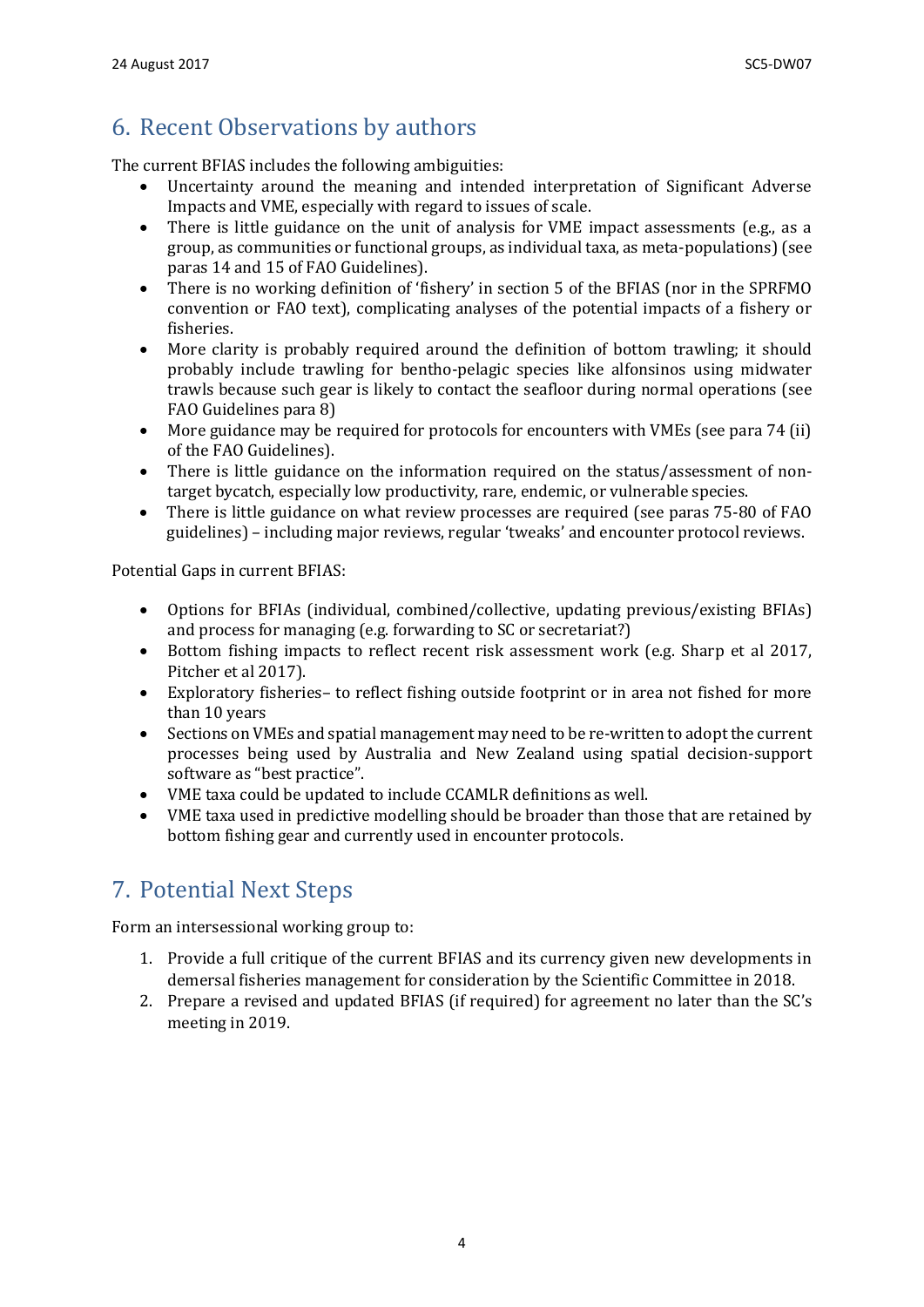## 6. Recent Observations by authors

The current BFIAS includes the following ambiguities:

- Uncertainty around the meaning and intended interpretation of Significant Adverse Impacts and VME, especially with regard to issues of scale.
- There is little guidance on the unit of analysis for VME impact assessments (e.g., as a group, as communities or functional groups, as individual taxa, as meta-populations) (see paras 14 and 15 of FAO Guidelines).
- There is no working definition of 'fishery' in section 5 of the BFIAS (nor in the SPRFMO convention or FAO text), complicating analyses of the potential impacts of a fishery or fisheries.
- More clarity is probably required around the definition of bottom trawling; it should probably include trawling for bentho-pelagic species like alfonsinos using midwater trawls because such gear is likely to contact the seafloor during normal operations (see FAO Guidelines para 8)
- More guidance may be required for protocols for encounters with VMEs (see para 74 (ii) of the FAO Guidelines).
- There is little guidance on the information required on the status/assessment of non-target bycatch, especially low productivity, rare, endemic, or vulnerable species.
- There is little guidance on what review processes are required (see paras 75-80 of FAO guidelines) – including major reviews, regular 'tweaks' and encounter protocol reviews.

Potential Gaps in current BFIAS:

- Options for BFIAs (individual, combined/collective, updating previous/existing BFIAs) and process for managing (e.g. forwarding to SC or secretariat?)
- Bottom fishing impacts to reflect recent risk assessment work (e.g. Sharp et al 2017, Pitcher et al 2017).
- Exploratory fisheries– to reflect fishing outside footprint or in area not fished for more than 10 years
- Sections on VMEs and spatial management may need to be re-written to adopt the current processes being used by Australia and New Zealand using spatial decision-support software as "best practice".
- VME taxa could be updated to include CCAMLR definitions as well.
- VME taxa used in predictive modelling should be broader than those that are retained by bottom fishing gear and currently used in encounter protocols.

## 7. Potential Next Steps

Form an intersessional working group to:

1. Provide a full critique of the current BFIAS and its currency given new developments in demersal fisheries management for consideration by the Scientific Committee in 2018.
2. Prepare a revised and updated BFIAS (if required) for agreement no later than the SC's meeting in 2019.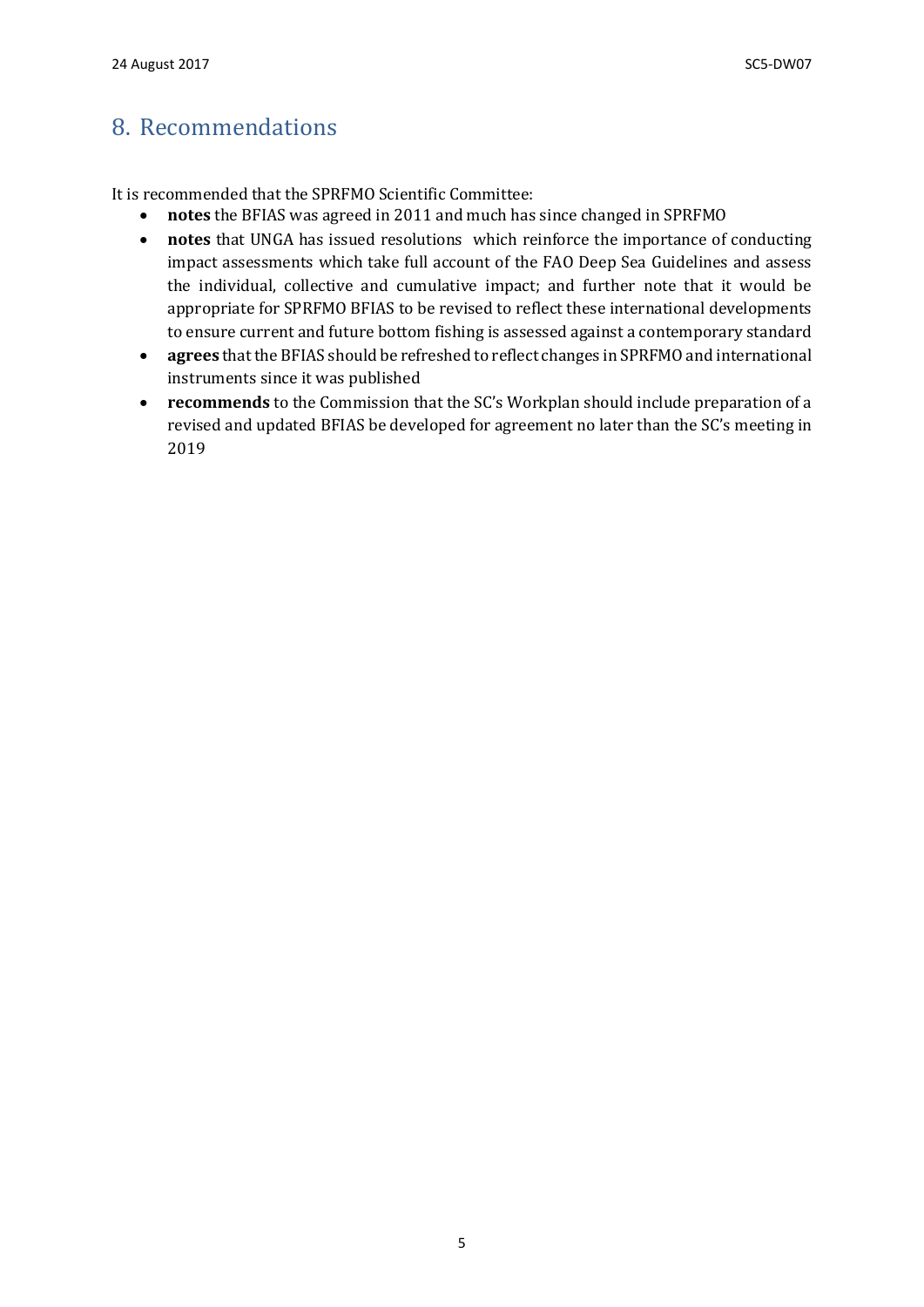## 8. Recommendations

It is recommended that the SPRFMO Scientific Committee:

- **notes** the BFIAS was agreed in 2011 and much has since changed in SPRFMO
- **notes** that UNGA has issued resolutions which reinforce the importance of conducting impact assessments which take full account of the FAO Deep Sea Guidelines and assess the individual, collective and cumulative impact; and further note that it would be appropriate for SPRFMO BFIAS to be revised to reflect these international developments to ensure current and future bottom fishing is assessed against a contemporary standard
- **agrees** that the BFIAS should be refreshed to reflect changes in SPRFMO and international instruments since it was published
- **recommends** to the Commission that the SC's Workplan should include preparation of a revised and updated BFIAS be developed for agreement no later than the SC's meeting in 2019